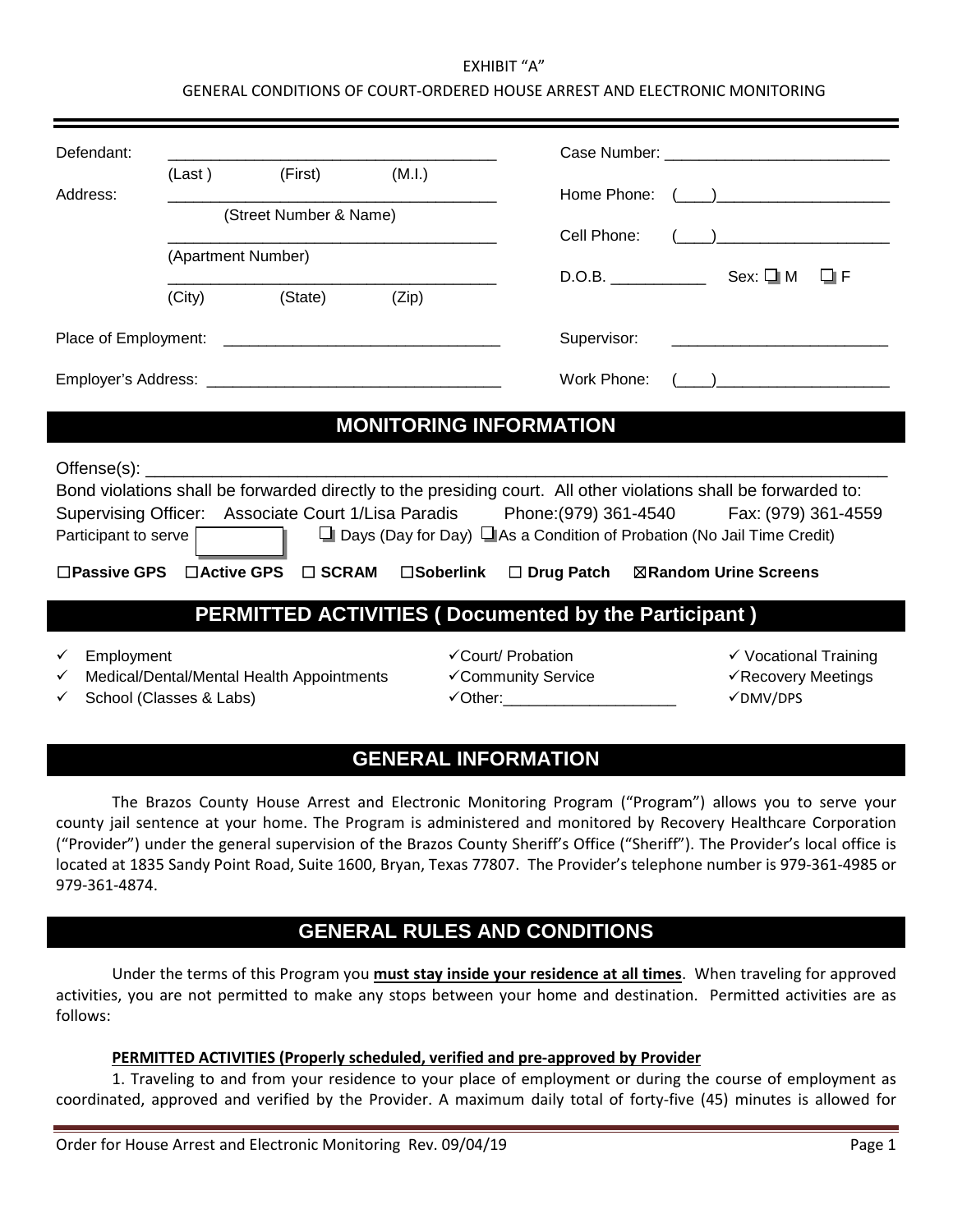EXHIBIT "A"

GENERAL CONDITIONS OF COURT-ORDERED HOUSE ARREST AND ELECTRONIC MONITORING

Defendant: _______________________________________
(Last) (First) (M.I.)

Address: _______________________________________
(Street Number & Name)

_______________________________________
(Apartment Number)

_______________________________________
(City) (State) (Zip)

Case Number: ___________________________

Home Phone: (____)____________________

Cell Phone: (____)____________________

D.O.B. ___________ Sex: ☐ M ☐ F

Place of Employment: ________________________________

Supervisor: ___________________________

Employer's Address: __________________________________

Work Phone: (____)____________________

## MONITORING INFORMATION

Offense(s): ___________________________________________________________________________

Bond violations shall be forwarded directly to the presiding court. All other violations shall be forwarded to:

Supervising Officer: Associate Court 1/Lisa Paradis Phone:(979) 361-4540 Fax: (979) 361-4559

Participant to serve [ ] ☐ Days (Day for Day) ☐ As a Condition of Probation (No Jail Time Credit)

☐ **Passive GPS** ☐ **Active GPS** ☐ **SCRAM** ☐ **Soberlink** ☐ **Drug Patch** ☒ **Random Urine Screens**

## PERMITTED ACTIVITIES ( Documented by the Participant )

- ✓ Employment
- ✓ Medical/Dental/Mental Health Appointments
- ✓ School (Classes & Labs)
- ✓ Court/ Probation
- ✓ Community Service
- ✓ Other:____________________
- ✓ Vocational Training
- ✓ Recovery Meetings
- ✓ DMV/DPS

## GENERAL INFORMATION

The Brazos County House Arrest and Electronic Monitoring Program ("Program") allows you to serve your county jail sentence at your home. The Program is administered and monitored by Recovery Healthcare Corporation ("Provider") under the general supervision of the Brazos County Sheriff's Office ("Sheriff"). The Provider's local office is located at 1835 Sandy Point Road, Suite 1600, Bryan, Texas 77807. The Provider's telephone number is 979-361-4985 or 979-361-4874.

## GENERAL RULES AND CONDITIONS

Under the terms of this Program you **must stay inside your residence at all times**. When traveling for approved activities, you are not permitted to make any stops between your home and destination. Permitted activities are as follows:

**PERMITTED ACTIVITIES (Properly scheduled, verified and pre-approved by Provider**

1. Traveling to and from your residence to your place of employment or during the course of employment as coordinated, approved and verified by the Provider. A maximum daily total of forty-five (45) minutes is allowed for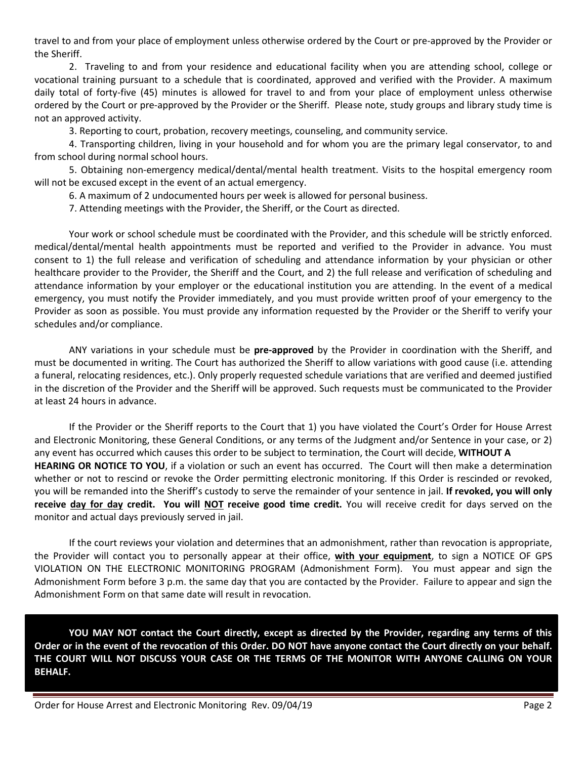travel to and from your place of employment unless otherwise ordered by the Court or pre-approved by the Provider or the Sheriff.

2. Traveling to and from your residence and educational facility when you are attending school, college or vocational training pursuant to a schedule that is coordinated, approved and verified with the Provider. A maximum daily total of forty-five (45) minutes is allowed for travel to and from your place of employment unless otherwise ordered by the Court or pre-approved by the Provider or the Sheriff. Please note, study groups and library study time is not an approved activity.

3. Reporting to court, probation, recovery meetings, counseling, and community service.

4. Transporting children, living in your household and for whom you are the primary legal conservator, to and from school during normal school hours.

5. Obtaining non-emergency medical/dental/mental health treatment. Visits to the hospital emergency room will not be excused except in the event of an actual emergency.

6. A maximum of 2 undocumented hours per week is allowed for personal business.

7. Attending meetings with the Provider, the Sheriff, or the Court as directed.

Your work or school schedule must be coordinated with the Provider, and this schedule will be strictly enforced. medical/dental/mental health appointments must be reported and verified to the Provider in advance. You must consent to 1) the full release and verification of scheduling and attendance information by your physician or other healthcare provider to the Provider, the Sheriff and the Court, and 2) the full release and verification of scheduling and attendance information by your employer or the educational institution you are attending. In the event of a medical emergency, you must notify the Provider immediately, and you must provide written proof of your emergency to the Provider as soon as possible. You must provide any information requested by the Provider or the Sheriff to verify your schedules and/or compliance.

ANY variations in your schedule must be **pre-approved** by the Provider in coordination with the Sheriff, and must be documented in writing. The Court has authorized the Sheriff to allow variations with good cause (i.e. attending a funeral, relocating residences, etc.). Only properly requested schedule variations that are verified and deemed justified in the discretion of the Provider and the Sheriff will be approved. Such requests must be communicated to the Provider at least 24 hours in advance.

If the Provider or the Sheriff reports to the Court that 1) you have violated the Court's Order for House Arrest and Electronic Monitoring, these General Conditions, or any terms of the Judgment and/or Sentence in your case, or 2) any event has occurred which causes this order to be subject to termination, the Court will decide, **WITHOUT A HEARING OR NOTICE TO YOU**, if a violation or such an event has occurred. The Court will then make a determination whether or not to rescind or revoke the Order permitting electronic monitoring. If this Order is rescinded or revoked, you will be remanded into the Sheriff's custody to serve the remainder of your sentence in jail. **If revoked, you will only receive day for day credit. You will NOT receive good time credit.** You will receive credit for days served on the monitor and actual days previously served in jail.

If the court reviews your violation and determines that an admonishment, rather than revocation is appropriate, the Provider will contact you to personally appear at their office, **with your equipment**, to sign a NOTICE OF GPS VIOLATION ON THE ELECTRONIC MONITORING PROGRAM (Admonishment Form). You must appear and sign the Admonishment Form before 3 p.m. the same day that you are contacted by the Provider. Failure to appear and sign the Admonishment Form on that same date will result in revocation.

**YOU MAY NOT contact the Court directly, except as directed by the Provider, regarding any terms of this Order or in the event of the revocation of this Order. DO NOT have anyone contact the Court directly on your behalf. THE COURT WILL NOT DISCUSS YOUR CASE OR THE TERMS OF THE MONITOR WITH ANYONE CALLING ON YOUR BEHALF.**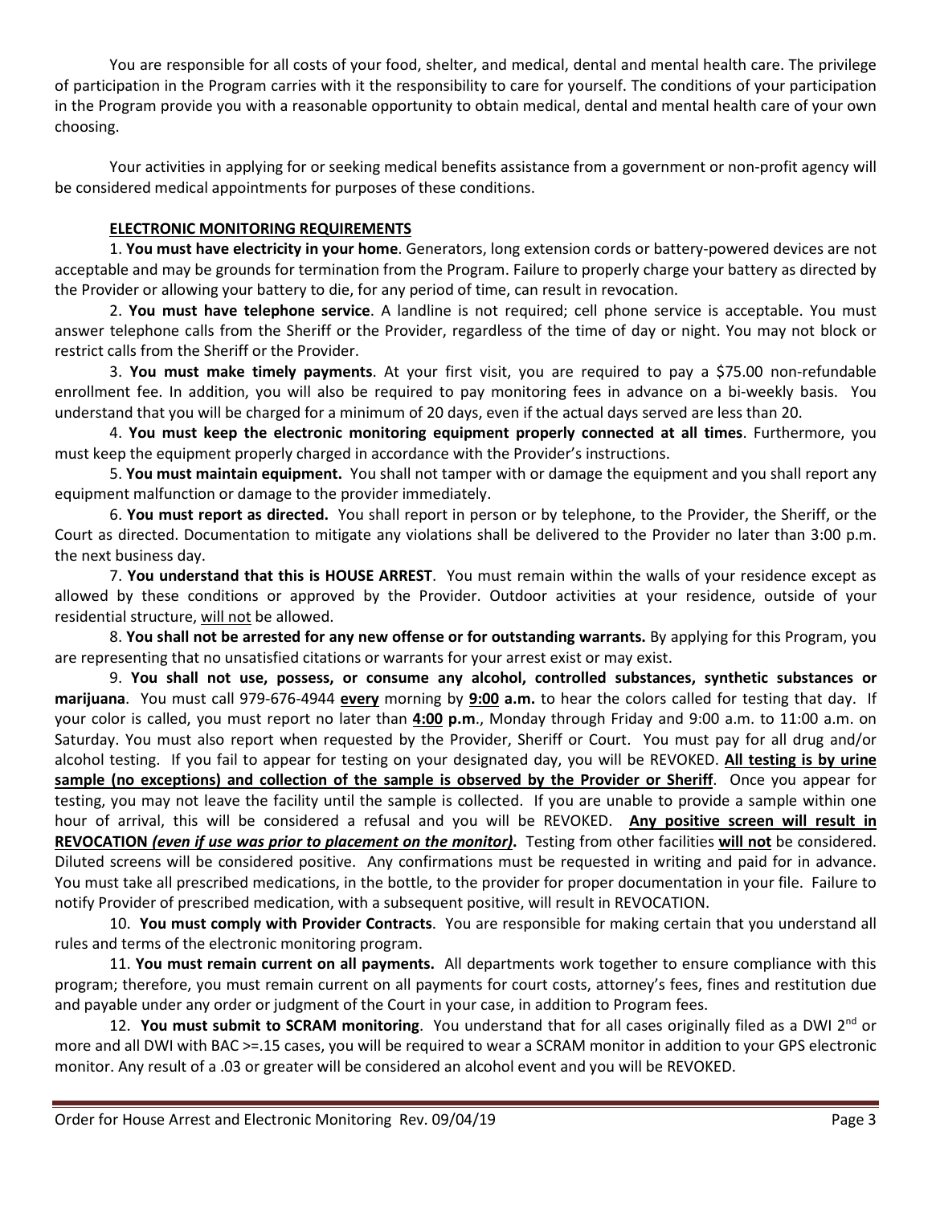You are responsible for all costs of your food, shelter, and medical, dental and mental health care. The privilege of participation in the Program carries with it the responsibility to care for yourself. The conditions of your participation in the Program provide you with a reasonable opportunity to obtain medical, dental and mental health care of your own choosing.

Your activities in applying for or seeking medical benefits assistance from a government or non-profit agency will be considered medical appointments for purposes of these conditions.

**ELECTRONIC MONITORING REQUIREMENTS**

1. **You must have electricity in your home**. Generators, long extension cords or battery-powered devices are not acceptable and may be grounds for termination from the Program. Failure to properly charge your battery as directed by the Provider or allowing your battery to die, for any period of time, can result in revocation.

2. **You must have telephone service**. A landline is not required; cell phone service is acceptable. You must answer telephone calls from the Sheriff or the Provider, regardless of the time of day or night. You may not block or restrict calls from the Sheriff or the Provider.

3. **You must make timely payments**. At your first visit, you are required to pay a $75.00 non-refundable enrollment fee. In addition, you will also be required to pay monitoring fees in advance on a bi-weekly basis. You understand that you will be charged for a minimum of 20 days, even if the actual days served are less than 20.

4. **You must keep the electronic monitoring equipment properly connected at all times**. Furthermore, you must keep the equipment properly charged in accordance with the Provider's instructions.

5. **You must maintain equipment.** You shall not tamper with or damage the equipment and you shall report any equipment malfunction or damage to the provider immediately.

6. **You must report as directed.** You shall report in person or by telephone, to the Provider, the Sheriff, or the Court as directed. Documentation to mitigate any violations shall be delivered to the Provider no later than 3:00 p.m. the next business day.

7. **You understand that this is HOUSE ARREST**. You must remain within the walls of your residence except as allowed by these conditions or approved by the Provider. Outdoor activities at your residence, outside of your residential structure, <u>will not</u> be allowed.

8. **You shall not be arrested for any new offense or for outstanding warrants.** By applying for this Program, you are representing that no unsatisfied citations or warrants for your arrest exist or may exist.

9. **You shall not use, possess, or consume any alcohol, controlled substances, synthetic substances or marijuana**. You must call 979-676-4944 **<u>every</u>** morning by **<u>9:00</u> a.m.** to hear the colors called for testing that day. If your color is called, you must report no later than **<u>4:00</u> p.m**., Monday through Friday and 9:00 a.m. to 11:00 a.m. on Saturday. You must also report when requested by the Provider, Sheriff or Court. You must pay for all drug and/or alcohol testing. If you fail to appear for testing on your designated day, you will be REVOKED. **<u>All testing is by urine sample (no exceptions) and collection of the sample is observed by the Provider or Sheriff</u>**. Once you appear for testing, you may not leave the facility until the sample is collected. If you are unable to provide a sample within one hour of arrival, this will be considered a refusal and you will be REVOKED. **<u>Any positive screen will result in REVOCATION *(even if use was prior to placement on the monitor)*</u>.** Testing from other facilities **<u>will not</u>** be considered. Diluted screens will be considered positive. Any confirmations must be requested in writing and paid for in advance. You must take all prescribed medications, in the bottle, to the provider for proper documentation in your file. Failure to notify Provider of prescribed medication, with a subsequent positive, will result in REVOCATION.

10. **You must comply with Provider Contracts**. You are responsible for making certain that you understand all rules and terms of the electronic monitoring program.

11. **You must remain current on all payments.** All departments work together to ensure compliance with this program; therefore, you must remain current on all payments for court costs, attorney's fees, fines and restitution due and payable under any order or judgment of the Court in your case, in addition to Program fees.

12. **You must submit to SCRAM monitoring**. You understand that for all cases originally filed as a DWI 2nd or more and all DWI with BAC >=.15 cases, you will be required to wear a SCRAM monitor in addition to your GPS electronic monitor. Any result of a .03 or greater will be considered an alcohol event and you will be REVOKED.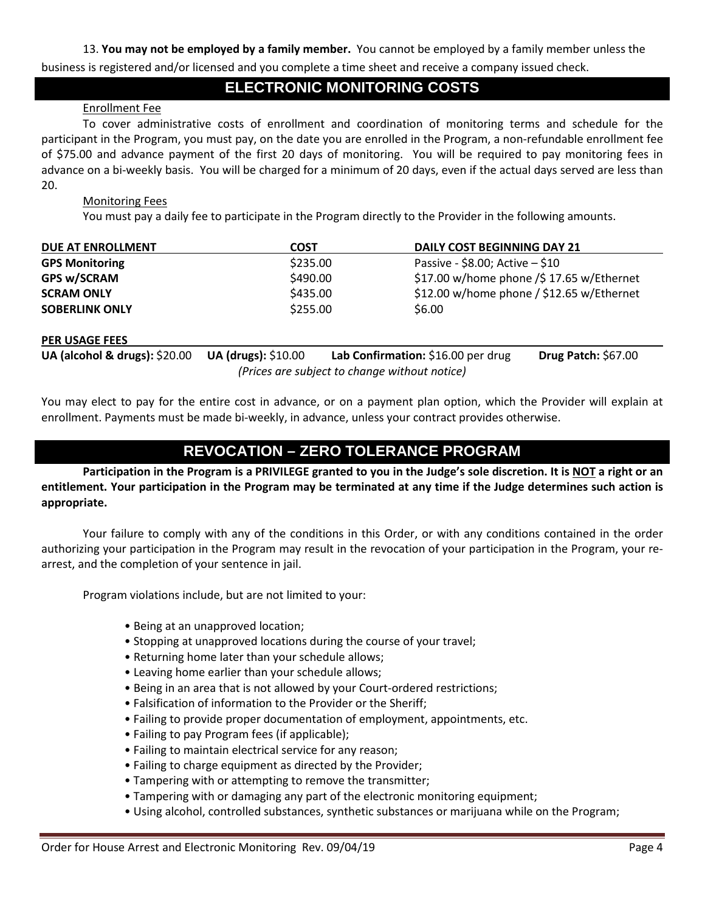13. **You may not be employed by a family member.** You cannot be employed by a family member unless the business is registered and/or licensed and you complete a time sheet and receive a company issued check.

## ELECTRONIC MONITORING COSTS

Enrollment Fee

To cover administrative costs of enrollment and coordination of monitoring terms and schedule for the participant in the Program, you must pay, on the date you are enrolled in the Program, a non-refundable enrollment fee of $75.00 and advance payment of the first 20 days of monitoring. You will be required to pay monitoring fees in advance on a bi-weekly basis. You will be charged for a minimum of 20 days, even if the actual days served are less than 20.

Monitoring Fees

You must pay a daily fee to participate in the Program directly to the Provider in the following amounts.

| DUE AT ENROLLMENT | COST | DAILY COST BEGINNING DAY 21 |
|---|---|---|
| **GPS Monitoring** | $235.00 | Passive - $8.00; Active – $10 |
| **GPS w/SCRAM** | $490.00 | $17.00 w/home phone /$ 17.65 w/Ethernet |
| **SCRAM ONLY** | $435.00 | $12.00 w/home phone / $12.65 w/Ethernet |
| **SOBERLINK ONLY** | $255.00 | $6.00 |

**PER USAGE FEES**

**UA (alcohol & drugs):** $20.00 **UA (drugs):** $10.00 **Lab Confirmation:** $16.00 per drug **Drug Patch:** $67.00

*(Prices are subject to change without notice)*

You may elect to pay for the entire cost in advance, or on a payment plan option, which the Provider will explain at enrollment. Payments must be made bi-weekly, in advance, unless your contract provides otherwise.

## REVOCATION – ZERO TOLERANCE PROGRAM

**Participation in the Program is a PRIVILEGE granted to you in the Judge's sole discretion. It is NOT a right or an entitlement. Your participation in the Program may be terminated at any time if the Judge determines such action is appropriate.**

Your failure to comply with any of the conditions in this Order, or with any conditions contained in the order authorizing your participation in the Program may result in the revocation of your participation in the Program, your re-arrest, and the completion of your sentence in jail.

Program violations include, but are not limited to your:

- Being at an unapproved location;
- Stopping at unapproved locations during the course of your travel;
- Returning home later than your schedule allows;
- Leaving home earlier than your schedule allows;
- Being in an area that is not allowed by your Court-ordered restrictions;
- Falsification of information to the Provider or the Sheriff;
- Failing to provide proper documentation of employment, appointments, etc.
- Failing to pay Program fees (if applicable);
- Failing to maintain electrical service for any reason;
- Failing to charge equipment as directed by the Provider;
- Tampering with or attempting to remove the transmitter;
- Tampering with or damaging any part of the electronic monitoring equipment;
- Using alcohol, controlled substances, synthetic substances or marijuana while on the Program;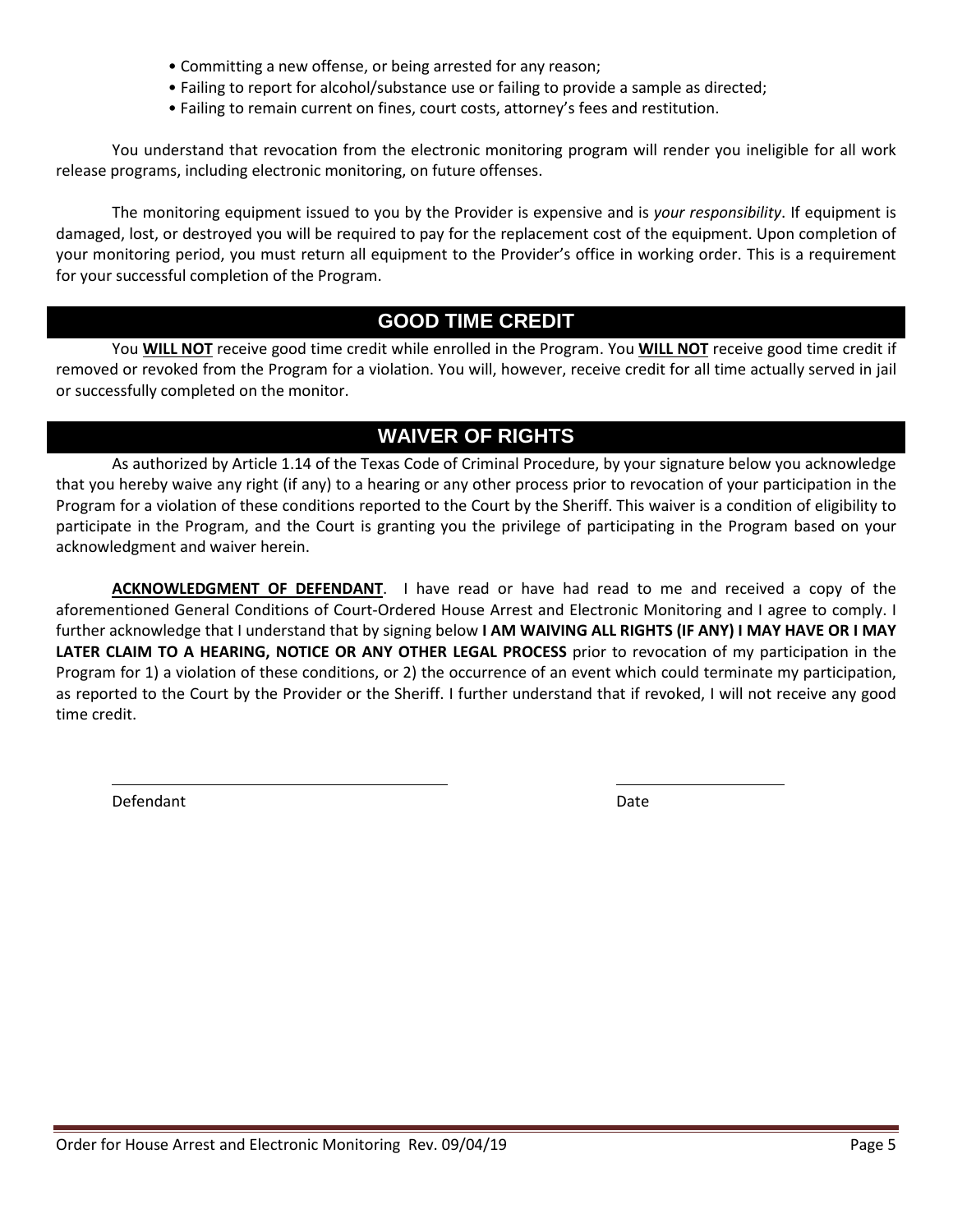- Committing a new offense, or being arrested for any reason;
- Failing to report for alcohol/substance use or failing to provide a sample as directed;
- Failing to remain current on fines, court costs, attorney's fees and restitution.

You understand that revocation from the electronic monitoring program will render you ineligible for all work release programs, including electronic monitoring, on future offenses.

The monitoring equipment issued to you by the Provider is expensive and is *your responsibility*. If equipment is damaged, lost, or destroyed you will be required to pay for the replacement cost of the equipment. Upon completion of your monitoring period, you must return all equipment to the Provider's office in working order. This is a requirement for your successful completion of the Program.

## GOOD TIME CREDIT

You **WILL NOT** receive good time credit while enrolled in the Program. You **WILL NOT** receive good time credit if removed or revoked from the Program for a violation. You will, however, receive credit for all time actually served in jail or successfully completed on the monitor.

## WAIVER OF RIGHTS

As authorized by Article 1.14 of the Texas Code of Criminal Procedure, by your signature below you acknowledge that you hereby waive any right (if any) to a hearing or any other process prior to revocation of your participation in the Program for a violation of these conditions reported to the Court by the Sheriff. This waiver is a condition of eligibility to participate in the Program, and the Court is granting you the privilege of participating in the Program based on your acknowledgment and waiver herein.

**ACKNOWLEDGMENT OF DEFENDANT**. I have read or have had read to me and received a copy of the aforementioned General Conditions of Court-Ordered House Arrest and Electronic Monitoring and I agree to comply. I further acknowledge that I understand that by signing below **I AM WAIVING ALL RIGHTS (IF ANY) I MAY HAVE OR I MAY LATER CLAIM TO A HEARING, NOTICE OR ANY OTHER LEGAL PROCESS** prior to revocation of my participation in the Program for 1) a violation of these conditions, or 2) the occurrence of an event which could terminate my participation, as reported to the Court by the Provider or the Sheriff. I further understand that if revoked, I will not receive any good time credit.

\_\_\_\_\_\_\_\_\_\_\_\_\_\_\_\_\_\_\_\_\_\_\_\_\_\_\_\_\_\_\_\_\_\_\_\_\_\_ \_\_\_\_\_\_\_\_\_\_\_\_\_\_\_\_\_\_\_\_

Defendant Date